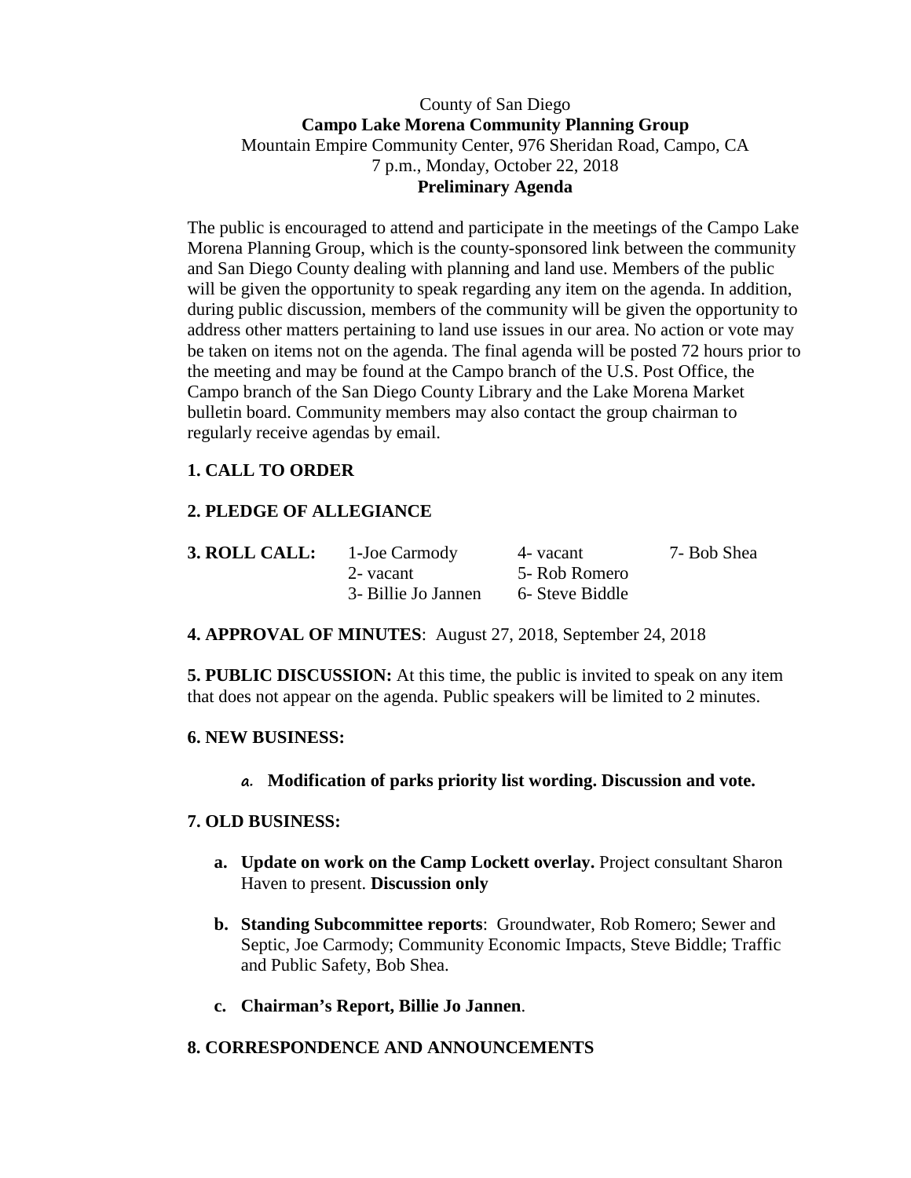County of San Diego

**Campo Lake Morena Community Planning Group**

Mountain Empire Community Center, 976 Sheridan Road, Campo, CA

7 p.m., Monday, October 22, 2018

**Preliminary Agenda**

The public is encouraged to attend and participate in the meetings of the Campo Lake Morena Planning Group, which is the county-sponsored link between the community and San Diego County dealing with planning and land use. Members of the public will be given the opportunity to speak regarding any item on the agenda. In addition, during public discussion, members of the community will be given the opportunity to address other matters pertaining to land use issues in our area. No action or vote may be taken on items not on the agenda. The final agenda will be posted 72 hours prior to the meeting and may be found at the Campo branch of the U.S. Post Office, the Campo branch of the San Diego County Library and the Lake Morena Market bulletin board. Community members may also contact the group chairman to regularly receive agendas by email.

**1. CALL TO ORDER**

**2. PLEDGE OF ALLEGIANCE**

**3. ROLL CALL:**

| 1-Joe Carmody | 4- vacant | 7- Bob Shea |
|---|---|---|
| 2- vacant | 5- Rob Romero | |
| 3- Billie Jo Jannen | 6- Steve Biddle | |

**4. APPROVAL OF MINUTES**: August 27, 2018, September 24, 2018

**5. PUBLIC DISCUSSION:** At this time, the public is invited to speak on any item that does not appear on the agenda. Public speakers will be limited to 2 minutes.

**6. NEW BUSINESS:**

a. **Modification of parks priority list wording. Discussion and vote.**

**7. OLD BUSINESS:**

a. **Update on work on the Camp Lockett overlay.** Project consultant Sharon Haven to present. **Discussion only**

b. **Standing Subcommittee reports**: Groundwater, Rob Romero; Sewer and Septic, Joe Carmody; Community Economic Impacts, Steve Biddle; Traffic and Public Safety, Bob Shea.

c. **Chairman's Report, Billie Jo Jannen**.

**8. CORRESPONDENCE AND ANNOUNCEMENTS**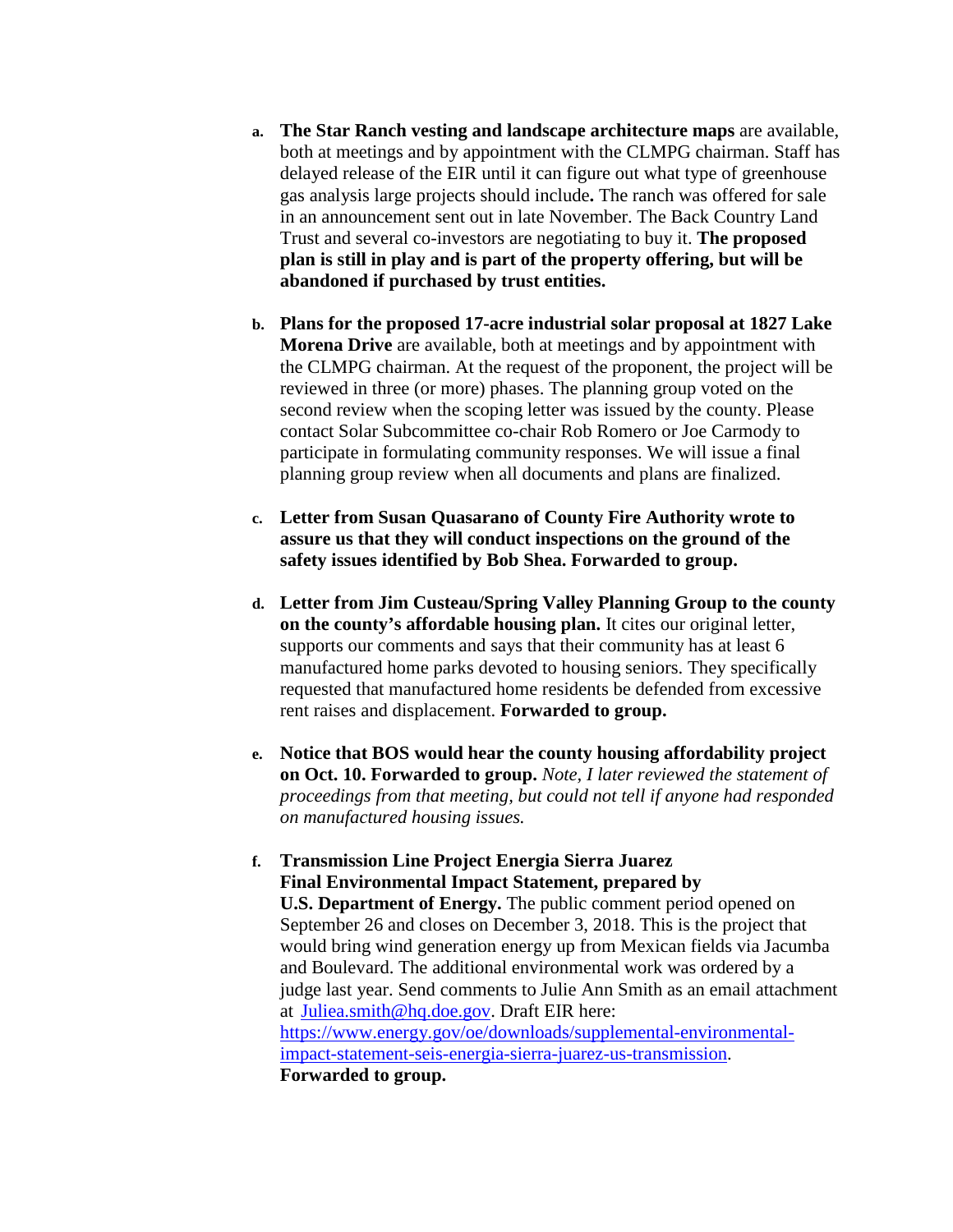a. **The Star Ranch vesting and landscape architecture maps** are available, both at meetings and by appointment with the CLMPG chairman. Staff has delayed release of the EIR until it can figure out what type of greenhouse gas analysis large projects should include**.** The ranch was offered for sale in an announcement sent out in late November. The Back Country Land Trust and several co-investors are negotiating to buy it. **The proposed plan is still in play and is part of the property offering, but will be abandoned if purchased by trust entities.**

b. **Plans for the proposed 17-acre industrial solar proposal at 1827 Lake Morena Drive** are available, both at meetings and by appointment with the CLMPG chairman. At the request of the proponent, the project will be reviewed in three (or more) phases. The planning group voted on the second review when the scoping letter was issued by the county. Please contact Solar Subcommittee co-chair Rob Romero or Joe Carmody to participate in formulating community responses. We will issue a final planning group review when all documents and plans are finalized.

c. **Letter from Susan Quasarano of County Fire Authority wrote to assure us that they will conduct inspections on the ground of the safety issues identified by Bob Shea. Forwarded to group.**

d. **Letter from Jim Custeau/Spring Valley Planning Group to the county on the county's affordable housing plan.** It cites our original letter, supports our comments and says that their community has at least 6 manufactured home parks devoted to housing seniors. They specifically requested that manufactured home residents be defended from excessive rent raises and displacement. **Forwarded to group.**

e. **Notice that BOS would hear the county housing affordability project on Oct. 10. Forwarded to group.** *Note, I later reviewed the statement of proceedings from that meeting, but could not tell if anyone had responded on manufactured housing issues.*

f. **Transmission Line Project Energia Sierra Juarez Final Environmental Impact Statement, prepared by U.S. Department of Energy.** The public comment period opened on September 26 and closes on December 3, 2018. This is the project that would bring wind generation energy up from Mexican fields via Jacumba and Boulevard. The additional environmental work was ordered by a judge last year. Send comments to Julie Ann Smith as an email attachment at [Juliea.smith@hq.doe.gov](mailto:Juliea.smith@hq.doe.gov). Draft EIR here: [https://www.energy.gov/oe/downloads/supplemental-environmental-impact-statement-seis-energia-sierra-juarez-us-transmission](https://www.energy.gov/oe/downloads/supplemental-environmental-impact-statement-seis-energia-sierra-juarez-us-transmission). **Forwarded to group.**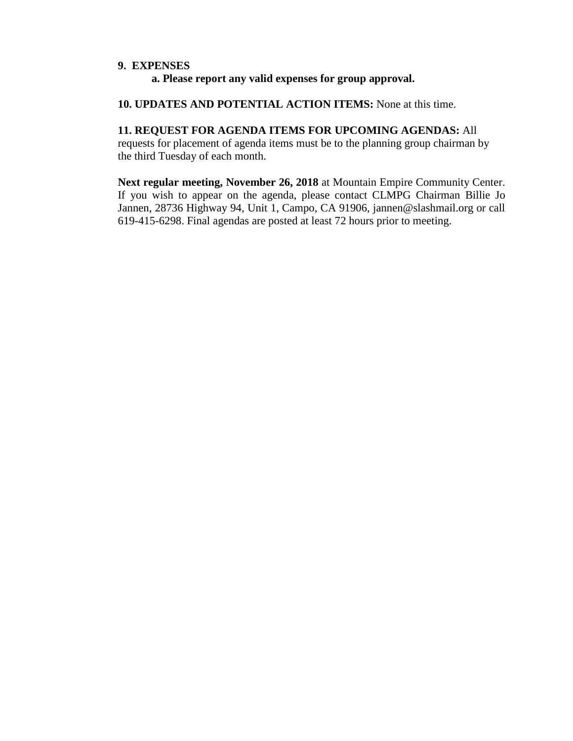**9. EXPENSES**

**a. Please report any valid expenses for group approval.**

**10. UPDATES AND POTENTIAL ACTION ITEMS:** None at this time.

**11. REQUEST FOR AGENDA ITEMS FOR UPCOMING AGENDAS:** All requests for placement of agenda items must be to the planning group chairman by the third Tuesday of each month.

**Next regular meeting, November 26, 2018** at Mountain Empire Community Center. If you wish to appear on the agenda, please contact CLMPG Chairman Billie Jo Jannen, 28736 Highway 94, Unit 1, Campo, CA 91906, jannen@slashmail.org or call 619-415-6298. Final agendas are posted at least 72 hours prior to meeting.